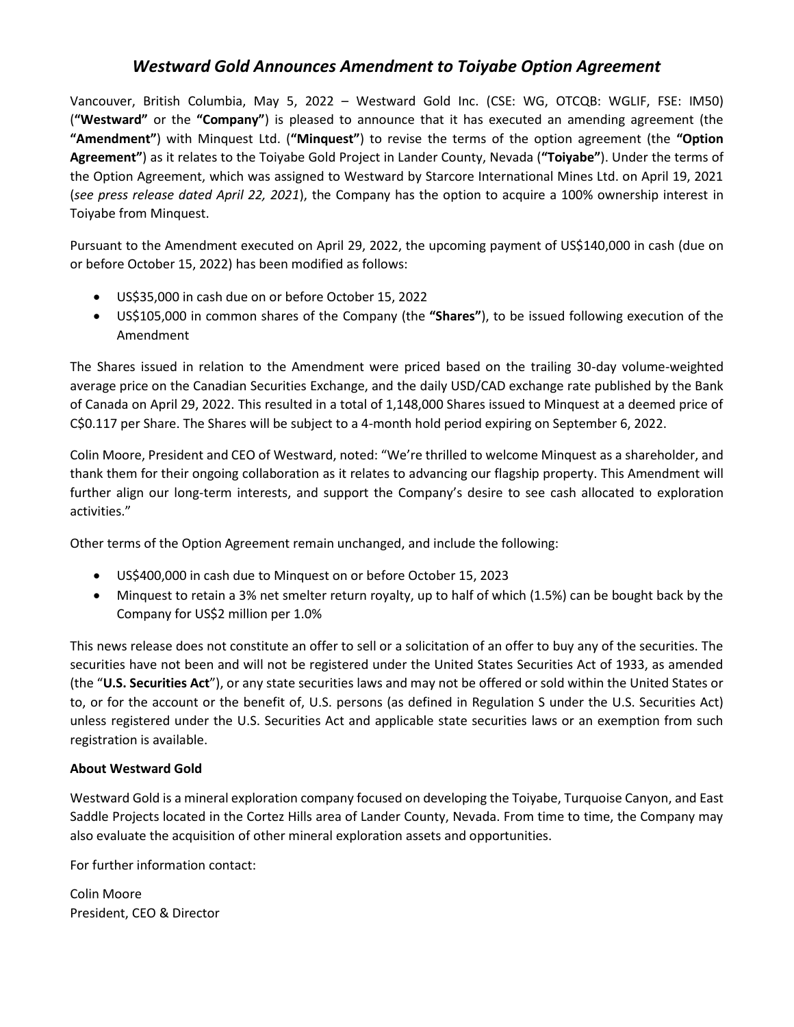# *Westward Gold Announces Amendment to Toiyabe Option Agreement*

Vancouver, British Columbia, May 5, 2022 – Westward Gold Inc. (CSE: WG, OTCQB: WGLIF, FSE: IM50) (**"Westward"** or the **"Company"**) is pleased to announce that it has executed an amending agreement (the **"Amendment"**) with Minquest Ltd. (**"Minquest"**) to revise the terms of the option agreement (the **"Option Agreement"**) as it relates to the Toiyabe Gold Project in Lander County, Nevada (**"Toiyabe"**). Under the terms of the Option Agreement, which was assigned to Westward by Starcore International Mines Ltd. on April 19, 2021 (*see press release dated April 22, 2021*), the Company has the option to acquire a 100% ownership interest in Toiyabe from Minquest.

Pursuant to the Amendment executed on April 29, 2022, the upcoming payment of US$140,000 in cash (due on or before October 15, 2022) has been modified as follows:

- US$35,000 in cash due on or before October 15, 2022
- US$105,000 in common shares of the Company (the **"Shares"**), to be issued following execution of the Amendment

The Shares issued in relation to the Amendment were priced based on the trailing 30-day volume-weighted average price on the Canadian Securities Exchange, and the daily USD/CAD exchange rate published by the Bank of Canada on April 29, 2022. This resulted in a total of 1,148,000 Shares issued to Minquest at a deemed price of C$0.117 per Share. The Shares will be subject to a 4-month hold period expiring on September 6, 2022.

Colin Moore, President and CEO of Westward, noted: "We're thrilled to welcome Minquest as a shareholder, and thank them for their ongoing collaboration as it relates to advancing our flagship property. This Amendment will further align our long-term interests, and support the Company's desire to see cash allocated to exploration activities."

Other terms of the Option Agreement remain unchanged, and include the following:

- US$400,000 in cash due to Minquest on or before October 15, 2023
- Minquest to retain a 3% net smelter return royalty, up to half of which (1.5%) can be bought back by the Company for US$2 million per 1.0%

This news release does not constitute an offer to sell or a solicitation of an offer to buy any of the securities. The securities have not been and will not be registered under the United States Securities Act of 1933, as amended (the "**U.S. Securities Act**"), or any state securities laws and may not be offered or sold within the United States or to, or for the account or the benefit of, U.S. persons (as defined in Regulation S under the U.S. Securities Act) unless registered under the U.S. Securities Act and applicable state securities laws or an exemption from such registration is available.

**About Westward Gold**

Westward Gold is a mineral exploration company focused on developing the Toiyabe, Turquoise Canyon, and East Saddle Projects located in the Cortez Hills area of Lander County, Nevada. From time to time, the Company may also evaluate the acquisition of other mineral exploration assets and opportunities.

For further information contact:

Colin Moore
President, CEO & Director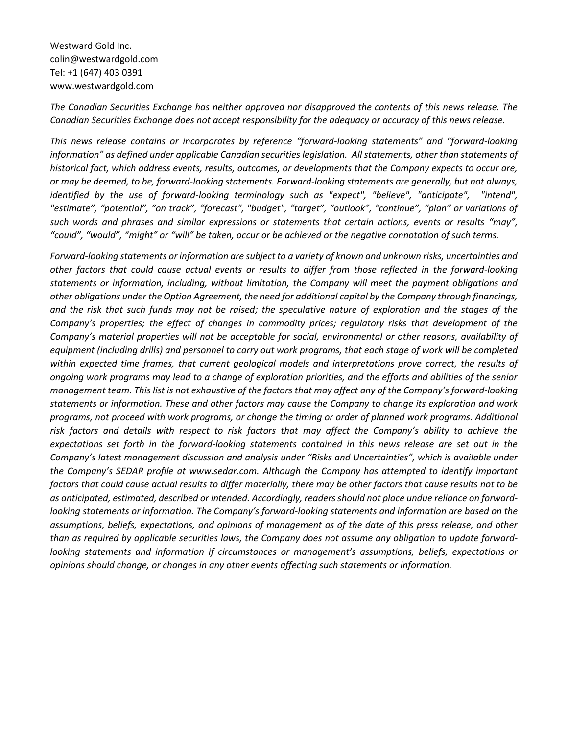Westward Gold Inc.
colin@westwardgold.com
Tel: +1 (647) 403 0391
www.westwardgold.com

*The Canadian Securities Exchange has neither approved nor disapproved the contents of this news release. The Canadian Securities Exchange does not accept responsibility for the adequacy or accuracy of this news release.*

*This news release contains or incorporates by reference "forward-looking statements" and "forward-looking information" as defined under applicable Canadian securities legislation. All statements, other than statements of historical fact, which address events, results, outcomes, or developments that the Company expects to occur are, or may be deemed, to be, forward-looking statements. Forward-looking statements are generally, but not always, identified by the use of forward-looking terminology such as "expect", "believe", "anticipate", "intend", "estimate", "potential", "on track", "forecast", "budget", "target", "outlook", "continue", "plan" or variations of such words and phrases and similar expressions or statements that certain actions, events or results "may", "could", "would", "might" or "will" be taken, occur or be achieved or the negative connotation of such terms.*

*Forward-looking statements or information are subject to a variety of known and unknown risks, uncertainties and other factors that could cause actual events or results to differ from those reflected in the forward-looking statements or information, including, without limitation, the Company will meet the payment obligations and other obligations under the Option Agreement, the need for additional capital by the Company through financings, and the risk that such funds may not be raised; the speculative nature of exploration and the stages of the Company's properties; the effect of changes in commodity prices; regulatory risks that development of the Company's material properties will not be acceptable for social, environmental or other reasons, availability of equipment (including drills) and personnel to carry out work programs, that each stage of work will be completed within expected time frames, that current geological models and interpretations prove correct, the results of ongoing work programs may lead to a change of exploration priorities, and the efforts and abilities of the senior management team. This list is not exhaustive of the factors that may affect any of the Company's forward-looking statements or information. These and other factors may cause the Company to change its exploration and work programs, not proceed with work programs, or change the timing or order of planned work programs. Additional risk factors and details with respect to risk factors that may affect the Company's ability to achieve the expectations set forth in the forward-looking statements contained in this news release are set out in the Company's latest management discussion and analysis under "Risks and Uncertainties", which is available under the Company's SEDAR profile at www.sedar.com. Although the Company has attempted to identify important factors that could cause actual results to differ materially, there may be other factors that cause results not to be as anticipated, estimated, described or intended. Accordingly, readers should not place undue reliance on forward-looking statements or information. The Company's forward-looking statements and information are based on the assumptions, beliefs, expectations, and opinions of management as of the date of this press release, and other than as required by applicable securities laws, the Company does not assume any obligation to update forward-looking statements and information if circumstances or management's assumptions, beliefs, expectations or opinions should change, or changes in any other events affecting such statements or information.*